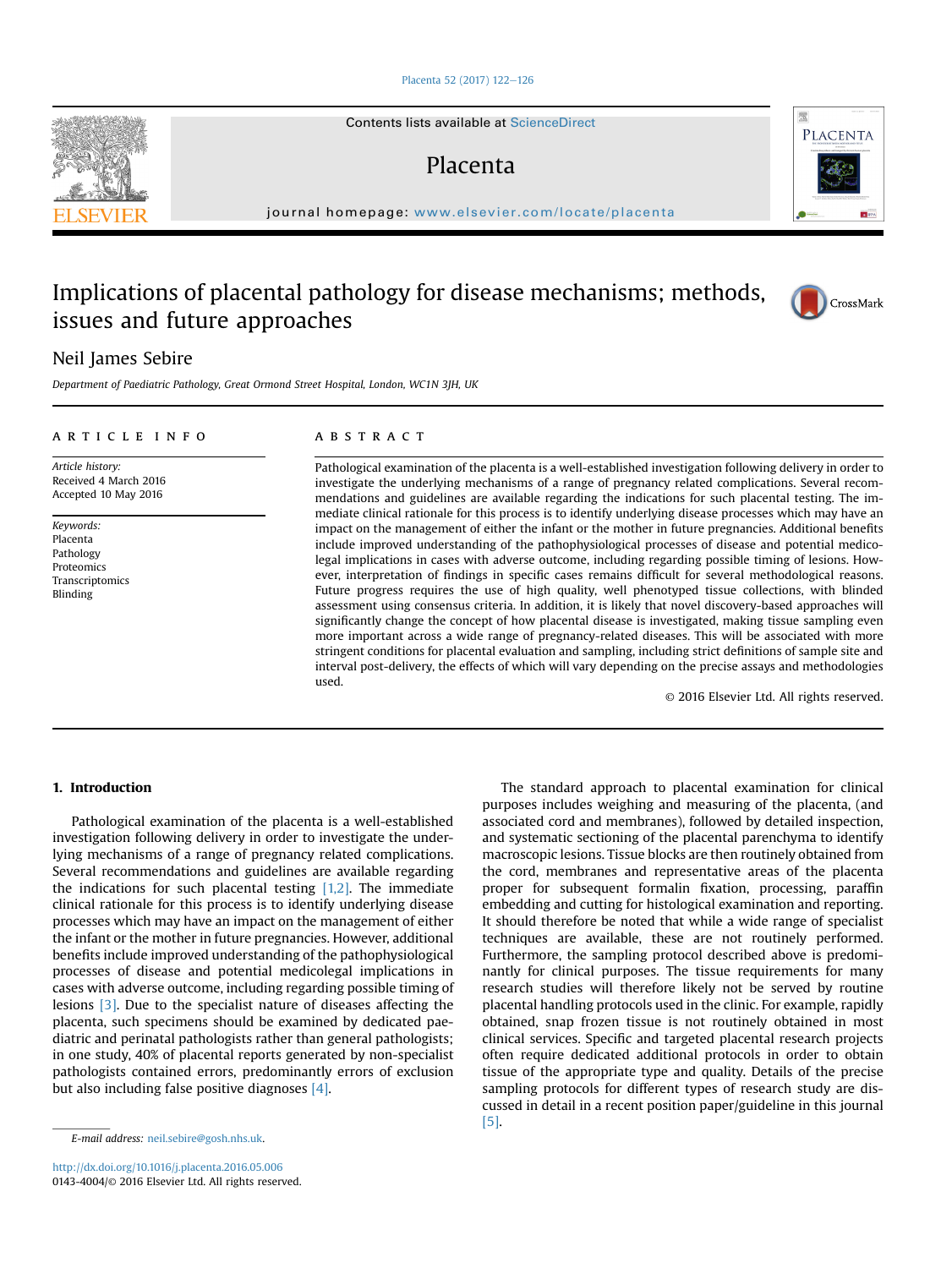# Implications of placental pathology for disease mechanisms; methods, issues and future approaches

Neil James Sebire

*Department of Paediatric Pathology, Great Ormond Street Hospital, London, WC1N 3JH, UK*

**ARTICLE INFO**

*Article history:*
Received 4 March 2016
Accepted 10 May 2016

*Keywords:*
Placenta
Pathology
Proteomics
Transcriptomics
Blinding

**ABSTRACT**

Pathological examination of the placenta is a well-established investigation following delivery in order to investigate the underlying mechanisms of a range of pregnancy related complications. Several recommendations and guidelines are available regarding the indications for such placental testing. The immediate clinical rationale for this process is to identify underlying disease processes which may have an impact on the management of either the infant or the mother in future pregnancies. Additional benefits include improved understanding of the pathophysiological processes of disease and potential medicolegal implications in cases with adverse outcome, including regarding possible timing of lesions. However, interpretation of findings in specific cases remains difficult for several methodological reasons. Future progress requires the use of high quality, well phenotyped tissue collections, with blinded assessment using consensus criteria. In addition, it is likely that novel discovery-based approaches will significantly change the concept of how placental disease is investigated, making tissue sampling even more important across a wide range of pregnancy-related diseases. This will be associated with more stringent conditions for placental evaluation and sampling, including strict definitions of sample site and interval post-delivery, the effects of which will vary depending on the precise assays and methodologies used.

© 2016 Elsevier Ltd. All rights reserved.

## 1. Introduction

Pathological examination of the placenta is a well-established investigation following delivery in order to investigate the underlying mechanisms of a range of pregnancy related complications. Several recommendations and guidelines are available regarding the indications for such placental testing [1,2]. The immediate clinical rationale for this process is to identify underlying disease processes which may have an impact on the management of either the infant or the mother in future pregnancies. However, additional benefits include improved understanding of the pathophysiological processes of disease and potential medicolegal implications in cases with adverse outcome, including regarding possible timing of lesions [3]. Due to the specialist nature of diseases affecting the placenta, such specimens should be examined by dedicated paediatric and perinatal pathologists rather than general pathologists; in one study, 40% of placental reports generated by non-specialist pathologists contained errors, predominantly errors of exclusion but also including false positive diagnoses [4].

The standard approach to placental examination for clinical purposes includes weighing and measuring of the placenta, (and associated cord and membranes), followed by detailed inspection, and systematic sectioning of the placental parenchyma to identify macroscopic lesions. Tissue blocks are then routinely obtained from the cord, membranes and representative areas of the placenta proper for subsequent formalin fixation, processing, paraffin embedding and cutting for histological examination and reporting. It should therefore be noted that while a wide range of specialist techniques are available, these are not routinely performed. Furthermore, the sampling protocol described above is predominantly for clinical purposes. The tissue requirements for many research studies will therefore likely not be served by routine placental handling protocols used in the clinic. For example, rapidly obtained, snap frozen tissue is not routinely obtained in most clinical services. Specific and targeted placental research projects often require dedicated additional protocols in order to obtain tissue of the appropriate type and quality. Details of the precise sampling protocols for different types of research study are discussed in detail in a recent position paper/guideline in this journal [5].

E-mail address: neil.sebire@gosh.nhs.uk.

http://dx.doi.org/10.1016/j.placenta.2016.05.006
0143-4004/© 2016 Elsevier Ltd. All rights reserved.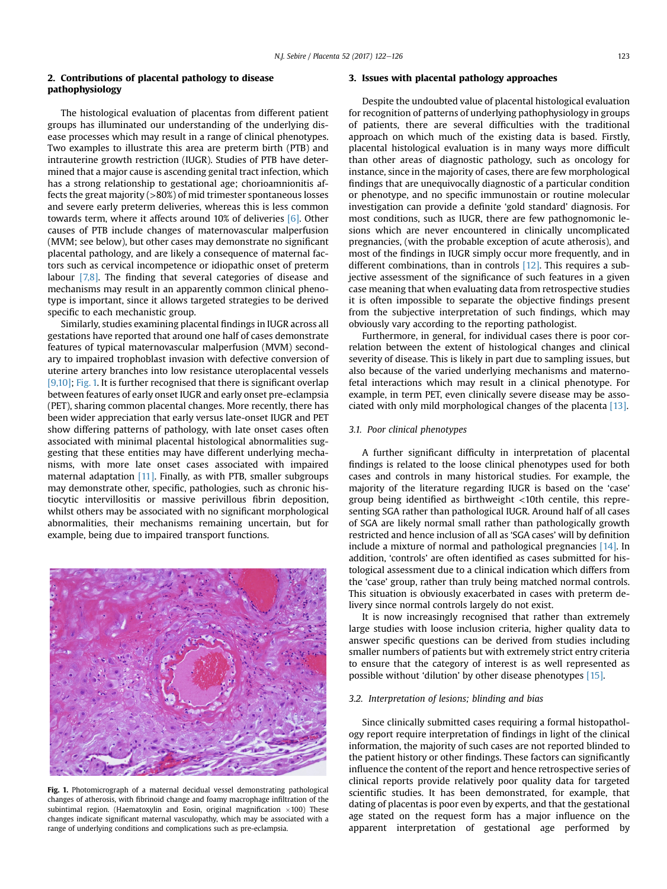## 2. Contributions of placental pathology to disease pathophysiology

The histological evaluation of placentas from different patient groups has illuminated our understanding of the underlying disease processes which may result in a range of clinical phenotypes. Two examples to illustrate this area are preterm birth (PTB) and intrauterine growth restriction (IUGR). Studies of PTB have determined that a major cause is ascending genital tract infection, which has a strong relationship to gestational age; chorioamnionitis affects the great majority (>80%) of mid trimester spontaneous losses and severe early preterm deliveries, whereas this is less common towards term, where it affects around 10% of deliveries [6]. Other causes of PTB include changes of maternovascular malperfusion (MVM; see below), but other cases may demonstrate no significant placental pathology, and are likely a consequence of maternal factors such as cervical incompetence or idiopathic onset of preterm labour [7,8]. The finding that several categories of disease and mechanisms may result in an apparently common clinical phenotype is important, since it allows targeted strategies to be derived specific to each mechanistic group.

Similarly, studies examining placental findings in IUGR across all gestations have reported that around one half of cases demonstrate features of typical maternovascular malperfusion (MVM) secondary to impaired trophoblast invasion with defective conversion of uterine artery branches into low resistance uteroplacental vessels [9,10]; Fig. 1. It is further recognised that there is significant overlap between features of early onset IUGR and early onset pre-eclampsia (PET), sharing common placental changes. More recently, there has been wider appreciation that early versus late-onset IUGR and PET show differing patterns of pathology, with late onset cases often associated with minimal placental histological abnormalities suggesting that these entities may have different underlying mechanisms, with more late onset cases associated with impaired maternal adaptation [11]. Finally, as with PTB, smaller subgroups may demonstrate other, specific, pathologies, such as chronic histiocytic intervillositis or massive perivillous fibrin deposition, whilst others may be associated with no significant morphological abnormalities, their mechanisms remaining uncertain, but for example, being due to impaired transport functions.

**Fig. 1.** Photomicrograph of a maternal decidual vessel demonstrating pathological changes of atherosis, with fibrinoid change and foamy macrophage infiltration of the subintimal region. (Haematoxylin and Eosin, original magnification ×100) These changes indicate significant maternal vasculopathy, which may be associated with a range of underlying conditions and complications such as pre-eclampsia.

## 3. Issues with placental pathology approaches

Despite the undoubted value of placental histological evaluation for recognition of patterns of underlying pathophysiology in groups of patients, there are several difficulties with the traditional approach on which much of the existing data is based. Firstly, placental histological evaluation is in many ways more difficult than other areas of diagnostic pathology, such as oncology for instance, since in the majority of cases, there are few morphological findings that are unequivocally diagnostic of a particular condition or phenotype, and no specific immunostain or routine molecular investigation can provide a definite 'gold standard' diagnosis. For most conditions, such as IUGR, there are few pathognomonic lesions which are never encountered in clinically uncomplicated pregnancies, (with the probable exception of acute atherosis), and most of the findings in IUGR simply occur more frequently, and in different combinations, than in controls [12]. This requires a subjective assessment of the significance of such features in a given case meaning that when evaluating data from retrospective studies it is often impossible to separate the objective findings present from the subjective interpretation of such findings, which may obviously vary according to the reporting pathologist.

Furthermore, in general, for individual cases there is poor correlation between the extent of histological changes and clinical severity of disease. This is likely in part due to sampling issues, but also because of the varied underlying mechanisms and maternofetal interactions which may result in a clinical phenotype. For example, in term PET, even clinically severe disease may be associated with only mild morphological changes of the placenta [13].

### 3.1. Poor clinical phenotypes

A further significant difficulty in interpretation of placental findings is related to the loose clinical phenotypes used for both cases and controls in many historical studies. For example, the majority of the literature regarding IUGR is based on the 'case' group being identified as birthweight <10th centile, this representing SGA rather than pathological IUGR. Around half of all cases of SGA are likely normal small rather than pathologically growth restricted and hence inclusion of all as 'SGA cases' will by definition include a mixture of normal and pathological pregnancies [14]. In addition, 'controls' are often identified as cases submitted for histological assessment due to a clinical indication which differs from the 'case' group, rather than truly being matched normal controls. This situation is obviously exacerbated in cases with preterm delivery since normal controls largely do not exist.

It is now increasingly recognised that rather than extremely large studies with loose inclusion criteria, higher quality data to answer specific questions can be derived from studies including smaller numbers of patients but with extremely strict entry criteria to ensure that the category of interest is as well represented as possible without 'dilution' by other disease phenotypes [15].

### 3.2. Interpretation of lesions; blinding and bias

Since clinically submitted cases requiring a formal histopathology report require interpretation of findings in light of the clinical information, the majority of such cases are not reported blinded to the patient history or other findings. These factors can significantly influence the content of the report and hence retrospective series of clinical reports provide relatively poor quality data for targeted scientific studies. It has been demonstrated, for example, that dating of placentas is poor even by experts, and that the gestational age stated on the request form has a major influence on the apparent interpretation of gestational age performed by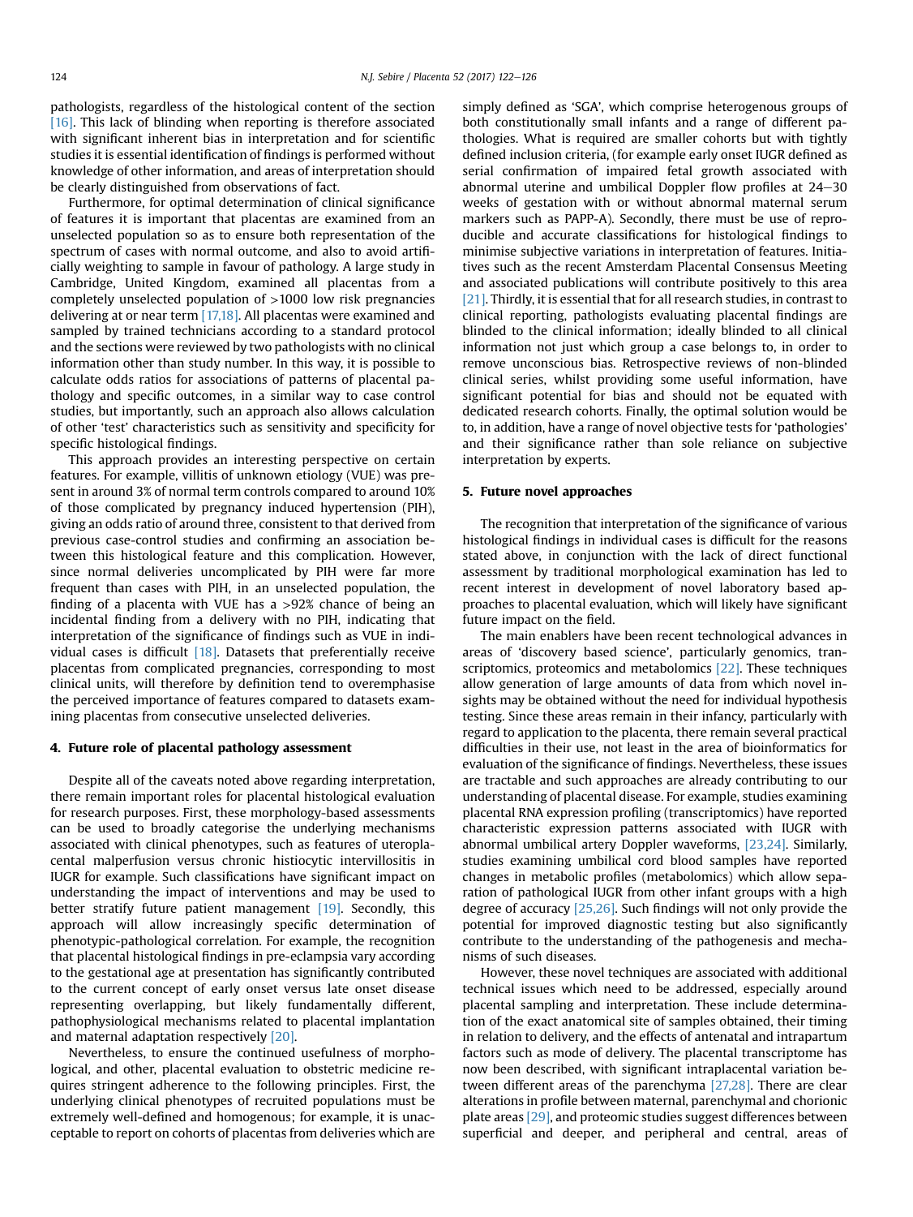pathologists, regardless of the histological content of the section [16]. This lack of blinding when reporting is therefore associated with significant inherent bias in interpretation and for scientific studies it is essential identification of findings is performed without knowledge of other information, and areas of interpretation should be clearly distinguished from observations of fact.

Furthermore, for optimal determination of clinical significance of features it is important that placentas are examined from an unselected population so as to ensure both representation of the spectrum of cases with normal outcome, and also to avoid artificially weighting to sample in favour of pathology. A large study in Cambridge, United Kingdom, examined all placentas from a completely unselected population of >1000 low risk pregnancies delivering at or near term [17,18]. All placentas were examined and sampled by trained technicians according to a standard protocol and the sections were reviewed by two pathologists with no clinical information other than study number. In this way, it is possible to calculate odds ratios for associations of patterns of placental pathology and specific outcomes, in a similar way to case control studies, but importantly, such an approach also allows calculation of other 'test' characteristics such as sensitivity and specificity for specific histological findings.

This approach provides an interesting perspective on certain features. For example, villitis of unknown etiology (VUE) was present in around 3% of normal term controls compared to around 10% of those complicated by pregnancy induced hypertension (PIH), giving an odds ratio of around three, consistent to that derived from previous case-control studies and confirming an association between this histological feature and this complication. However, since normal deliveries uncomplicated by PIH were far more frequent than cases with PIH, in an unselected population, the finding of a placenta with VUE has a >92% chance of being an incidental finding from a delivery with no PIH, indicating that interpretation of the significance of findings such as VUE in individual cases is difficult [18]. Datasets that preferentially receive placentas from complicated pregnancies, corresponding to most clinical units, will therefore by definition tend to overemphasise the perceived importance of features compared to datasets examining placentas from consecutive unselected deliveries.

## 4. Future role of placental pathology assessment

Despite all of the caveats noted above regarding interpretation, there remain important roles for placental histological evaluation for research purposes. First, these morphology-based assessments can be used to broadly categorise the underlying mechanisms associated with clinical phenotypes, such as features of uteroplacental malperfusion versus chronic histiocytic intervillositis in IUGR for example. Such classifications have significant impact on understanding the impact of interventions and may be used to better stratify future patient management [19]. Secondly, this approach will allow increasingly specific determination of phenotypic-pathological correlation. For example, the recognition that placental histological findings in pre-eclampsia vary according to the gestational age at presentation has significantly contributed to the current concept of early onset versus late onset disease representing overlapping, but likely fundamentally different, pathophysiological mechanisms related to placental implantation and maternal adaptation respectively [20].

Nevertheless, to ensure the continued usefulness of morphological, and other, placental evaluation to obstetric medicine requires stringent adherence to the following principles. First, the underlying clinical phenotypes of recruited populations must be extremely well-defined and homogenous; for example, it is unacceptable to report on cohorts of placentas from deliveries which are simply defined as 'SGA', which comprise heterogenous groups of both constitutionally small infants and a range of different pathologies. What is required are smaller cohorts but with tightly defined inclusion criteria, (for example early onset IUGR defined as serial confirmation of impaired fetal growth associated with abnormal uterine and umbilical Doppler flow profiles at 24–30 weeks of gestation with or without abnormal maternal serum markers such as PAPP-A). Secondly, there must be use of reproducible and accurate classifications for histological findings to minimise subjective variations in interpretation of features. Initiatives such as the recent Amsterdam Placental Consensus Meeting and associated publications will contribute positively to this area [21]. Thirdly, it is essential that for all research studies, in contrast to clinical reporting, pathologists evaluating placental findings are blinded to the clinical information; ideally blinded to all clinical information not just which group a case belongs to, in order to remove unconscious bias. Retrospective reviews of non-blinded clinical series, whilst providing some useful information, have significant potential for bias and should not be equated with dedicated research cohorts. Finally, the optimal solution would be to, in addition, have a range of novel objective tests for 'pathologies' and their significance rather than sole reliance on subjective interpretation by experts.

## 5. Future novel approaches

The recognition that interpretation of the significance of various histological findings in individual cases is difficult for the reasons stated above, in conjunction with the lack of direct functional assessment by traditional morphological examination has led to recent interest in development of novel laboratory based approaches to placental evaluation, which will likely have significant future impact on the field.

The main enablers have been recent technological advances in areas of 'discovery based science', particularly genomics, transcriptomics, proteomics and metabolomics [22]. These techniques allow generation of large amounts of data from which novel insights may be obtained without the need for individual hypothesis testing. Since these areas remain in their infancy, particularly with regard to application to the placenta, there remain several practical difficulties in their use, not least in the area of bioinformatics for evaluation of the significance of findings. Nevertheless, these issues are tractable and such approaches are already contributing to our understanding of placental disease. For example, studies examining placental RNA expression profiling (transcriptomics) have reported characteristic expression patterns associated with IUGR with abnormal umbilical artery Doppler waveforms, [23,24]. Similarly, studies examining umbilical cord blood samples have reported changes in metabolic profiles (metabolomics) which allow separation of pathological IUGR from other infant groups with a high degree of accuracy [25,26]. Such findings will not only provide the potential for improved diagnostic testing but also significantly contribute to the understanding of the pathogenesis and mechanisms of such diseases.

However, these novel techniques are associated with additional technical issues which need to be addressed, especially around placental sampling and interpretation. These include determination of the exact anatomical site of samples obtained, their timing in relation to delivery, and the effects of antenatal and intrapartum factors such as mode of delivery. The placental transcriptome has now been described, with significant intraplacental variation between different areas of the parenchyma [27,28]. There are clear alterations in profile between maternal, parenchymal and chorionic plate areas [29], and proteomic studies suggest differences between superficial and deeper, and peripheral and central, areas of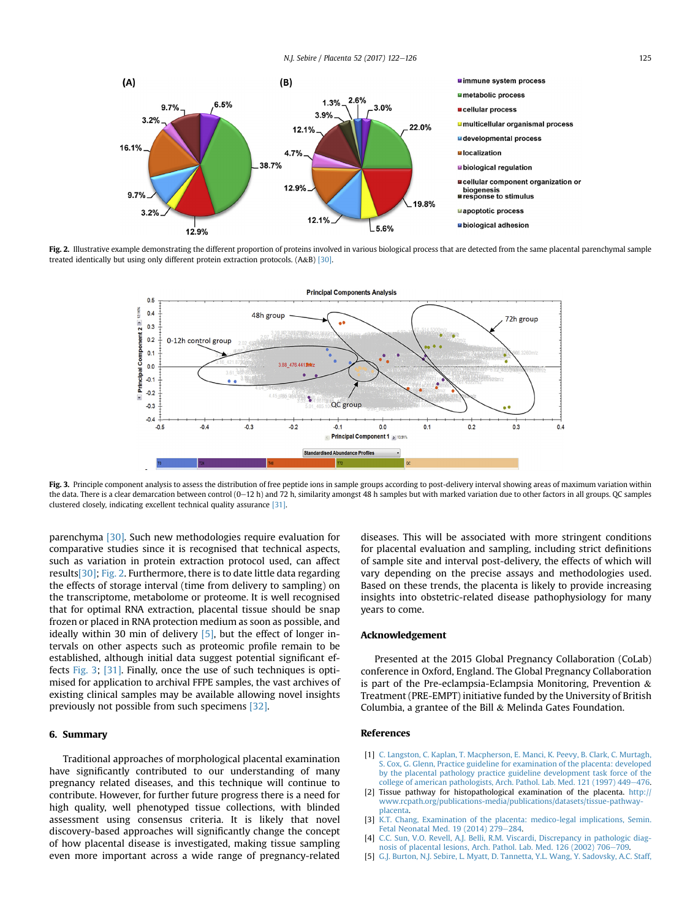Fig. 2. Illustrative example demonstrating the different proportion of proteins involved in various biological process that are detected from the same placental parenchymal sample treated identically but using only different protein extraction protocols. (A&B) [30].

Fig. 3. Principle component analysis to assess the distribution of free peptide ions in sample groups according to post-delivery interval showing areas of maximum variation within the data. There is a clear demarcation between control (0–12 h) and 72 h, similarity amongst 48 h samples but with marked variation due to other factors in all groups. QC samples clustered closely, indicating excellent technical quality assurance [31].

parenchyma [30]. Such new methodologies require evaluation for comparative studies since it is recognised that technical aspects, such as variation in protein extraction protocol used, can affect results[30]; Fig. 2. Furthermore, there is to date little data regarding the effects of storage interval (time from delivery to sampling) on the transcriptome, metabolome or proteome. It is well recognised that for optimal RNA extraction, placental tissue should be snap frozen or placed in RNA protection medium as soon as possible, and ideally within 30 min of delivery [5], but the effect of longer intervals on other aspects such as proteomic profile remain to be established, although initial data suggest potential significant effects Fig. 3; [31]. Finally, once the use of such techniques is optimised for application to archival FFPE samples, the vast archives of existing clinical samples may be available allowing novel insights previously not possible from such specimens [32].

## 6. Summary

Traditional approaches of morphological placental examination have significantly contributed to our understanding of many pregnancy related diseases, and this technique will continue to contribute. However, for further future progress there is a need for high quality, well phenotyped tissue collections, with blinded assessment using consensus criteria. It is likely that novel discovery-based approaches will significantly change the concept of how placental disease is investigated, making tissue sampling even more important across a wide range of pregnancy-related diseases. This will be associated with more stringent conditions for placental evaluation and sampling, including strict definitions of sample site and interval post-delivery, the effects of which will vary depending on the precise assays and methodologies used. Based on these trends, the placenta is likely to provide increasing insights into obstetric-related disease pathophysiology for many years to come.

## Acknowledgement

Presented at the 2015 Global Pregnancy Collaboration (CoLab) conference in Oxford, England. The Global Pregnancy Collaboration is part of the Pre-eclampsia-Eclampsia Monitoring, Prevention & Treatment (PRE-EMPT) initiative funded by the University of British Columbia, a grantee of the Bill & Melinda Gates Foundation.

## References

[1] C. Langston, C. Kaplan, T. Macpherson, E. Manci, K. Peevy, B. Clark, C. Murtagh, S. Cox, G. Glenn, Practice guideline for examination of the placenta: developed by the placental pathology practice guideline development task force of the college of american pathologists, Arch. Pathol. Lab. Med. 121 (1997) 449–476.

[2] Tissue pathway for histopathological examination of the placenta. http://www.rcpath.org/publications-media/publications/datasets/tissue-pathway-placenta.

[3] K.T. Chang, Examination of the placenta: medico-legal implications, Semin. Fetal Neonatal Med. 19 (2014) 279–284.

[4] C.C. Sun, V.O. Revell, A.J. Belli, R.M. Viscardi, Discrepancy in pathologic diagnosis of placental lesions, Arch. Pathol. Lab. Med. 126 (2002) 706–709.

[5] G.J. Burton, N.J. Sebire, L. Myatt, D. Tannetta, Y.L. Wang, Y. Sadovsky, A.C. Staff,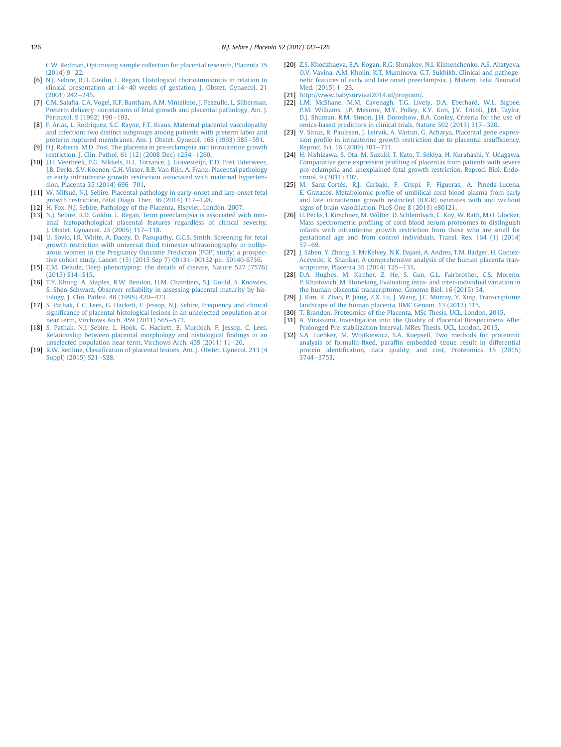C.W. Redman, Optimising sample collection for placental research, Placenta 35 (2014) 9–22.

[6] N.J. Sebire, R.D. Goldin, L. Regan, Histological chorioamnionitis in relation to clinical presentation at 14–40 weeks of gestation, J. Obstet. Gynaecol. 21 (2001) 242–245.

[7] C.M. Salafia, C.A. Vogel, K.F. Bantham, A.M. Vintzileos, J. Pezzullo, L. Silberman, Preterm delivery: correlations of fetal growth and placental pathology, Am. J. Perinatol. 9 (1992) 190–193.

[8] F. Arias, L. Rodriquez, S.C. Rayne, F.T. Kraus, Maternal placental vasculopathy and infection: two distinct subgroups among patients with preterm labor and preterm ruptured membranes, Am. J. Obstet. Gynecol. 168 (1993) 585–591.

[9] D.J. Roberts, M.D. Post, The placenta in pre-eclampsia and intrauterine growth restriction, J. Clin. Pathol. 61 (12) (2008 Dec) 1254–1260.

[10] J.H. Veerbeek, P.G. Nikkels, H.L. Torrance, J. Gravesteijn, E.D. Post Uiterweer, J.B. Derks, S.V. Koenen, G.H. Visser, B.B. Van Rijn, A. Franx, Placental pathology in early intrauterine growth restriction associated with maternal hypertension, Placenta 35 (2014) 696–701.

[11] W. Mifsud, N.J. Sebire, Placental pathology in early-onset and late-onset fetal growth restriction, Fetal Diagn. Ther. 36 (2014) 117–128.

[12] H. Fox, N.J. Sebire, Pathology of the Placenta, Elsevier, London, 2007.

[13] N.J. Sebire, R.D. Goldin, L. Regan, Term preeclampsia is associated with minimal histopathological placental features regardless of clinical severity, J. Obstet. Gynaecol. 25 (2005) 117–118.

[14] U. Sovio, I.R. White, A. Dacey, D. Pasupathy, G.C.S. Smith, Screening for fetal growth restriction with universal third trimester ultrasonography in nulliparous women in the Pregnancy Outcome Prediction (POP) study: a prospective cohort study, Lancet (15) (2015 Sep 7) 00131–00132 pii: S0140-6736.

[15] C.M. Delude, Deep phenotyping: the details of disease, Nature 527 (7576) (2015) S14–S15.

[16] T.Y. Khong, A. Staples, R.W. Bendon, H.M. Chambers, S.J. Gould, S. Knowles, S. Shen-Schwarz, Observer reliability in assessing placental maturity by histology, J. Clin. Pathol. 48 (1995) 420–423.

[17] S. Pathak, C.C. Lees, G. Hackett, F. Jessop, N.J. Sebire, Frequency and clinical significance of placental histological lesions in an unselected population at or near term, Virchows Arch. 459 (2011) 565–572.

[18] S. Pathak, N.J. Sebire, L. Hook, G. Hackett, E. Murdoch, F. Jessop, C. Lees, Relationship between placental morphology and histological findings in an unselected population near term, Virchows Arch. 459 (2011) 11–20.

[19] R.W. Redline, Classification of placental lesions, Am. J. Obstet. Gynecol. 213 (4 Suppl) (2015) S21–S28.

[20] Z.S. Khodzhaeva, E.A. Kogan, R.G. Shmakov, N.I. Klimenchenko, A.S. Akatyeva, O.V. Vavina, A.M. Kholin, K.T. Muminova, G.T. Sukhikh, Clinical and pathogenetic features of early and late onset preeclampsia, J. Matern. Fetal Neonatal Med. (2015) 1–23.

[21] http://www.babysurvival2014.nl/program/.

[22] L.M. McShane, M.M. Cavenagh, T.G. Lively, D.A. Eberhard, W.L. Bigbee, P.M. Williams, J.P. Mesirov, M.Y. Polley, K.Y. Kim, J.V. Tricoli, J.M. Taylor, D.J. Shuman, R.M. Simon, J.H. Doroshow, B.A. Conley, Criteria for the use of omics-based predictors in clinical trials, Nature 502 (2013) 317–320.

[23] V. Sitras, R. Paulssen, J. Leirvik, A. Vårtun, G. Acharya, Placental gene expression profile in intrauterine growth restriction due to placental insufficiency, Reprod. Sci. 16 (2009) 701–711.

[24] H. Nishizawa, S. Ota, M. Suzuki, T. Kato, T. Sekiya, H. Kurahashi, Y. Udagawa, Comparative gene expression profiling of placentas from patients with severe pre-eclampsia and unexplained fetal growth restriction, Reprod. Biol. Endocrinol. 9 (2011) 107.

[25] M. Sanz-Cortés, R.J. Carbajo, F. Crispi, F. Figueras, A. Pineda-Lucena, E. Gratacós, Metabolomic profile of umbilical cord blood plasma from early and late intrauterine growth restricted (IUGR) neonates with and without signs of brain vasodilation, PLoS One 8 (2013) e80121.

[26] U. Pecks, I. Kirschner, M. Wölter, D. Schlembach, C. Koy, W. Rath, M.O. Glocker, Mass spectrometric profiling of cord blood serum proteomes to distinguish infants with intrauterine growth restriction from those who are small for gestational age and from control individuals, Transl. Res. 164 (1) (2014) 57–69.

[27] J. Saben, Y. Zhong, S. McKelvey, N.K. Dajani, A. Andres, T.M. Badger, H. Gomez-Acevedo, K. Shankar, A comprehensive analysis of the human placenta transcriptome, Placenta 35 (2014) 125–131.

[28] D.A. Hughes, M. Kircher, Z. He, S. Guo, G.L. Fairbrother, C.S. Moreno, P. Khaitovich, M. Stoneking, Evaluating intra- and inter-individual variation in the human placental transcriptome, Genome Biol. 16 (2015) 54.

[29] J. Kim, K. Zhao, P. Jiang, Z.X. Lu, J. Wang, J.C. Murray, Y. Xing, Transcriptome landscape of the human placenta, BMC Genom. 13 (2012) 115.

[30] T. Brandon, Proteomics of the Placenta, MSc Thesis, UCL, London, 2015.

[31] A. Virassami, Investigation into the Quality of Placental Biospecimens After Prolonged Pre-stabilization Interval, MRes Thesis, UCL, London, 2015.

[32] S.A. Luebker, M. Wojtkiewicz, S.A. Koepsell, Two methods for proteomic analysis of formalin-fixed, paraffin embedded tissue result in differential protein identification, data quality, and cost, Proteomics 15 (2015) 3744–3753.